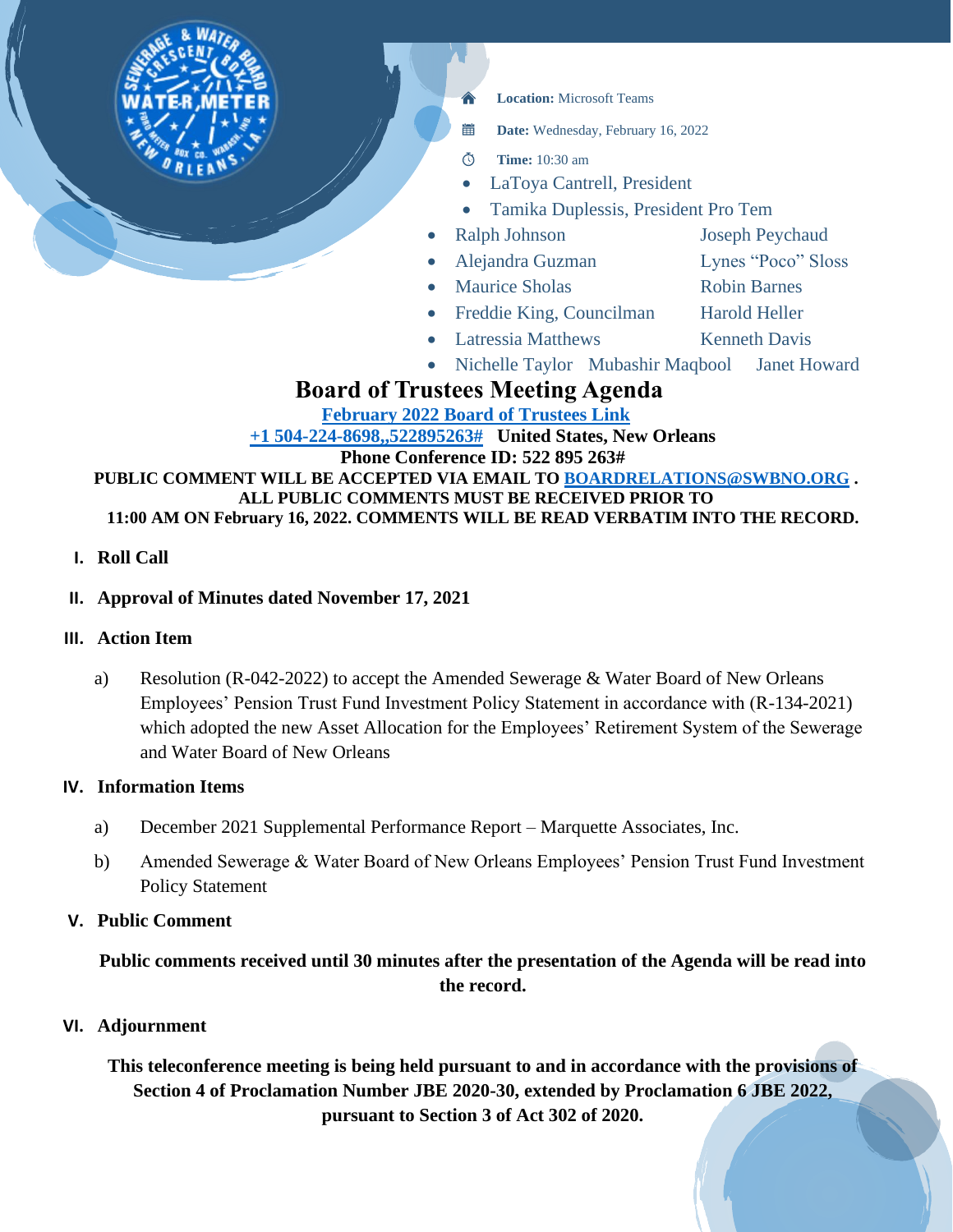**Location:** Microsoft Teams

**Date:** Wednesday, February 16, 2022

**Time:** 10:30 am

- LaToya Cantrell, President
- Tamika Duplessis, President Pro Tem
- Ralph Johnson
- Joseph Peychaud
- Alejandra Guzman
- Lynes "Poco" Sloss
- Maurice Sholas
- Robin Barnes
- Freddie King, Councilman
- Harold Heller
- Latressia Matthews
- Kenneth Davis
- Nichelle Taylor
- Mubashir Maqbool
- Janet Howard

# Board of Trustees Meeting Agenda

**[February 2022 Board of Trustees Link]()**

**[+1 504-224-8698,,522895263#]() United States, New Orleans**

**Phone Conference ID: 522 895 263#**

**PUBLIC COMMENT WILL BE ACCEPTED VIA EMAIL TO [BOARDRELATIONS@SWBNO.ORG]() . ALL PUBLIC COMMENTS MUST BE RECEIVED PRIOR TO 11:00 AM ON February 16, 2022. COMMENTS WILL BE READ VERBATIM INTO THE RECORD.**

## I. Roll Call

## II. Approval of Minutes dated November 17, 2021

## III. Action Item

a) Resolution (R-042-2022) to accept the Amended Sewerage & Water Board of New Orleans Employees' Pension Trust Fund Investment Policy Statement in accordance with (R-134-2021) which adopted the new Asset Allocation for the Employees' Retirement System of the Sewerage and Water Board of New Orleans

## IV. Information Items

a) December 2021 Supplemental Performance Report – Marquette Associates, Inc.

b) Amended Sewerage & Water Board of New Orleans Employees' Pension Trust Fund Investment Policy Statement

## V. Public Comment

**Public comments received until 30 minutes after the presentation of the Agenda will be read into the record.**

## VI. Adjournment

**This teleconference meeting is being held pursuant to and in accordance with the provisions of Section 4 of Proclamation Number JBE 2020-30, extended by Proclamation 6 JBE 2022, pursuant to Section 3 of Act 302 of 2020.**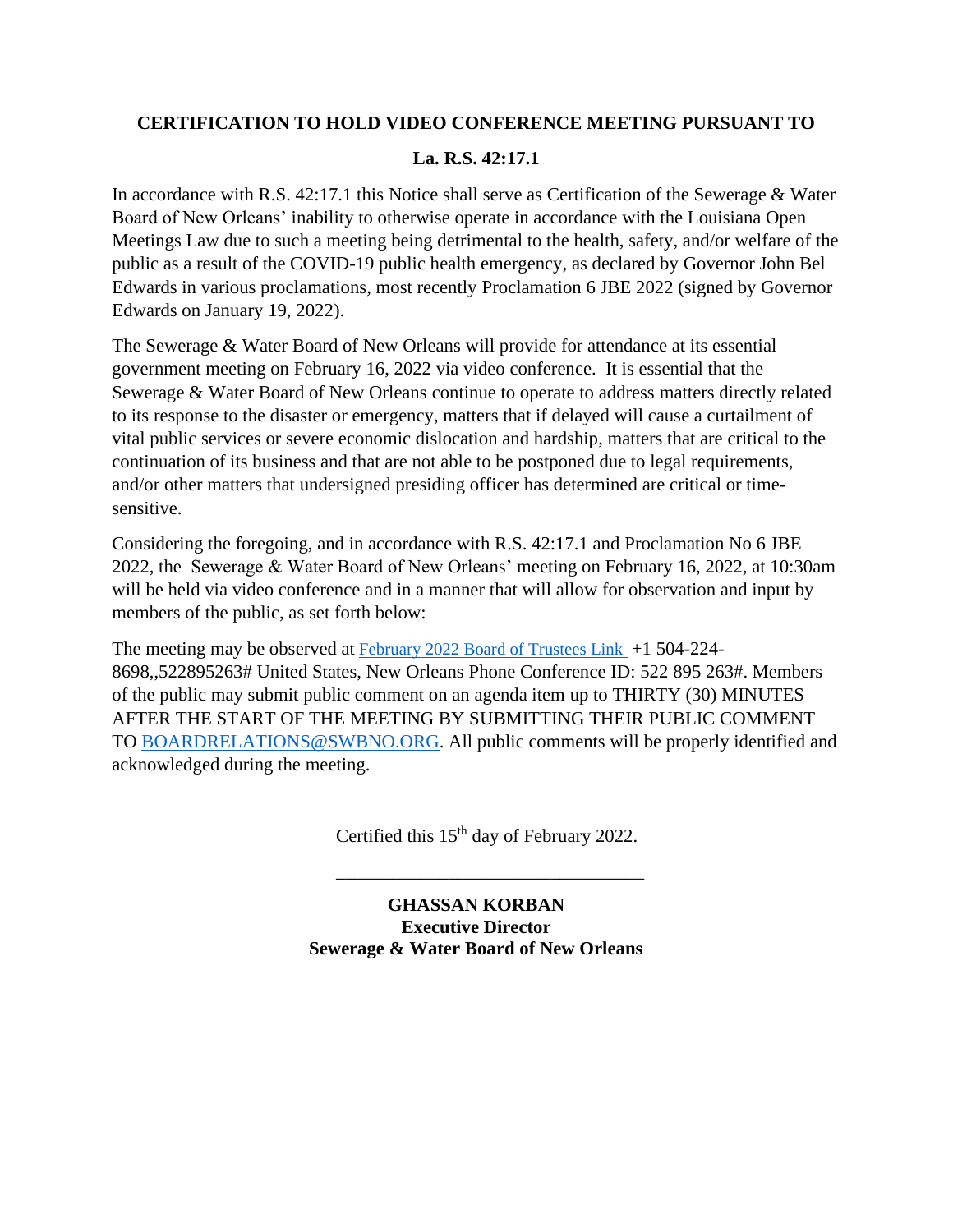**CERTIFICATION TO HOLD VIDEO CONFERENCE MEETING PURSUANT TO**

**La. R.S. 42:17.1**

In accordance with R.S. 42:17.1 this Notice shall serve as Certification of the Sewerage & Water Board of New Orleans' inability to otherwise operate in accordance with the Louisiana Open Meetings Law due to such a meeting being detrimental to the health, safety, and/or welfare of the public as a result of the COVID-19 public health emergency, as declared by Governor John Bel Edwards in various proclamations, most recently Proclamation 6 JBE 2022 (signed by Governor Edwards on January 19, 2022).

The Sewerage & Water Board of New Orleans will provide for attendance at its essential government meeting on February 16, 2022 via video conference. It is essential that the Sewerage & Water Board of New Orleans continue to operate to address matters directly related to its response to the disaster or emergency, matters that if delayed will cause a curtailment of vital public services or severe economic dislocation and hardship, matters that are critical to the continuation of its business and that are not able to be postponed due to legal requirements, and/or other matters that undersigned presiding officer has determined are critical or time-sensitive.

Considering the foregoing, and in accordance with R.S. 42:17.1 and Proclamation No 6 JBE 2022, the Sewerage & Water Board of New Orleans' meeting on February 16, 2022, at 10:30am will be held via video conference and in a manner that will allow for observation and input by members of the public, as set forth below:

The meeting may be observed at February 2022 Board of Trustees Link +1 504-224-8698,,522895263# United States, New Orleans Phone Conference ID: 522 895 263#. Members of the public may submit public comment on an agenda item up to THIRTY (30) MINUTES AFTER THE START OF THE MEETING BY SUBMITTING THEIR PUBLIC COMMENT TO BOARDRELATIONS@SWBNO.ORG. All public comments will be properly identified and acknowledged during the meeting.

Certified this 15th day of February 2022.

\_\_\_\_\_\_\_\_\_\_\_\_\_\_\_\_\_\_\_\_\_\_\_\_\_\_\_\_\_\_\_\_\_\_

**GHASSAN KORBAN**
**Executive Director**
**Sewerage & Water Board of New Orleans**